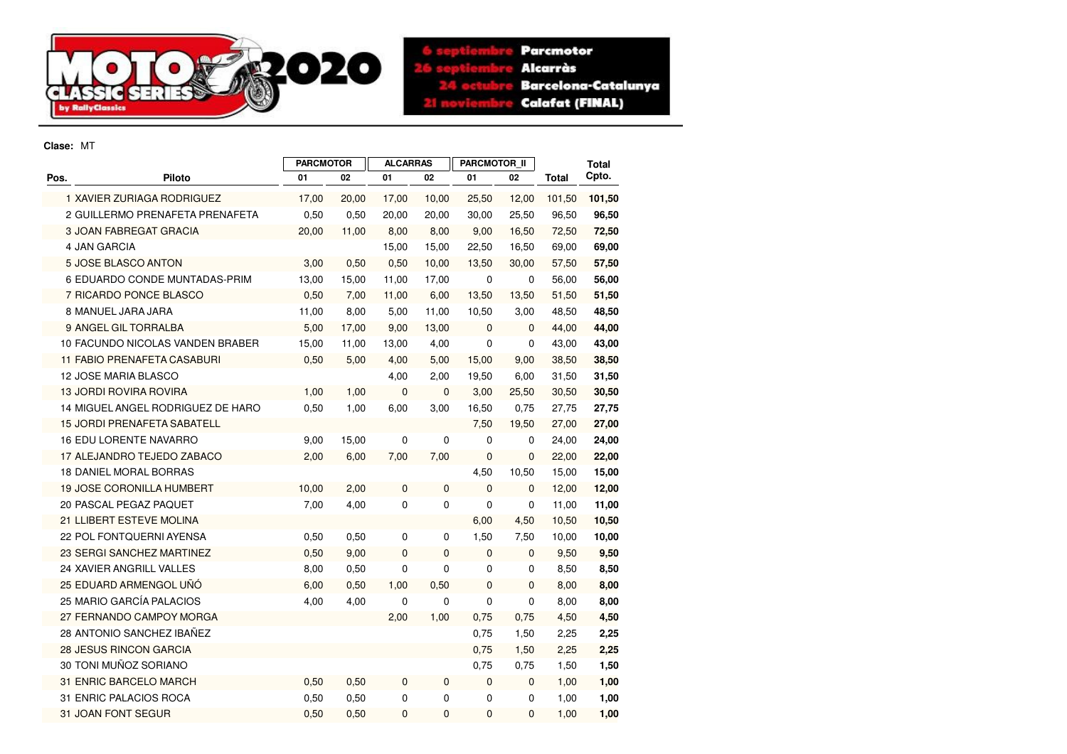MOTO CLASSIC SERIES 2020 by RallyClassics

6 septiembre Parcmotor
26 septiembre Alcarràs
24 octubre Barcelona-Catalunya
21 noviembre Calafat (FINAL)

**Clase:** MT

| Pos. | Piloto | PARCMOTOR | | ALCARRAS | | PARCMOTOR_II | | Total | Total Cpto. |
|---|---|---|---|---|---|---|---|---|---|
| | | 01 | 02 | 01 | 02 | 01 | 02 | | |
| 1 | XAVIER ZURIAGA RODRIGUEZ | 17,00 | 20,00 | 17,00 | 10,00 | 25,50 | 12,00 | 101,50 | **101,50** |
| 2 | GUILLERMO PRENAFETA PRENAFETA | 0,50 | 0,50 | 20,00 | 20,00 | 30,00 | 25,50 | 96,50 | **96,50** |
| 3 | JOAN FABREGAT GRACIA | 20,00 | 11,00 | 8,00 | 8,00 | 9,00 | 16,50 | 72,50 | **72,50** |
| 4 | JAN GARCIA | | | 15,00 | 15,00 | 22,50 | 16,50 | 69,00 | **69,00** |
| 5 | JOSE BLASCO ANTON | 3,00 | 0,50 | 0,50 | 10,00 | 13,50 | 30,00 | 57,50 | **57,50** |
| 6 | EDUARDO CONDE MUNTADAS-PRIM | 13,00 | 15,00 | 11,00 | 17,00 | 0 | 0 | 56,00 | **56,00** |
| 7 | RICARDO PONCE BLASCO | 0,50 | 7,00 | 11,00 | 6,00 | 13,50 | 13,50 | 51,50 | **51,50** |
| 8 | MANUEL JARA JARA | 11,00 | 8,00 | 5,00 | 11,00 | 10,50 | 3,00 | 48,50 | **48,50** |
| 9 | ANGEL GIL TORRALBA | 5,00 | 17,00 | 9,00 | 13,00 | 0 | 0 | 44,00 | **44,00** |
| 10 | FACUNDO NICOLAS VANDEN BRABER | 15,00 | 11,00 | 13,00 | 4,00 | 0 | 0 | 43,00 | **43,00** |
| 11 | FABIO PRENAFETA CASABURI | 0,50 | 5,00 | 4,00 | 5,00 | 15,00 | 9,00 | 38,50 | **38,50** |
| 12 | JOSE MARIA BLASCO | | | 4,00 | 2,00 | 19,50 | 6,00 | 31,50 | **31,50** |
| 13 | JORDI ROVIRA ROVIRA | 1,00 | 1,00 | 0 | 0 | 3,00 | 25,50 | 30,50 | **30,50** |
| 14 | MIGUEL ANGEL RODRIGUEZ DE HARO | 0,50 | 1,00 | 6,00 | 3,00 | 16,50 | 0,75 | 27,75 | **27,75** |
| 15 | JORDI PRENAFETA SABATELL | | | | | 7,50 | 19,50 | 27,00 | **27,00** |
| 16 | EDU LORENTE NAVARRO | 9,00 | 15,00 | 0 | 0 | 0 | 0 | 24,00 | **24,00** |
| 17 | ALEJANDRO TEJEDO ZABACO | 2,00 | 6,00 | 7,00 | 7,00 | 0 | 0 | 22,00 | **22,00** |
| 18 | DANIEL MORAL BORRAS | | | | | 4,50 | 10,50 | 15,00 | **15,00** |
| 19 | JOSE CORONILLA HUMBERT | 10,00 | 2,00 | 0 | 0 | 0 | 0 | 12,00 | **12,00** |
| 20 | PASCAL PEGAZ PAQUET | 7,00 | 4,00 | 0 | 0 | 0 | 0 | 11,00 | **11,00** |
| 21 | LLIBERT ESTEVE MOLINA | | | | | 6,00 | 4,50 | 10,50 | **10,50** |
| 22 | POL FONTQUERNI AYENSA | 0,50 | 0,50 | 0 | 0 | 1,50 | 7,50 | 10,00 | **10,00** |
| 23 | SERGI SANCHEZ MARTINEZ | 0,50 | 9,00 | 0 | 0 | 0 | 0 | 9,50 | **9,50** |
| 24 | XAVIER ANGRILL VALLES | 8,00 | 0,50 | 0 | 0 | 0 | 0 | 8,50 | **8,50** |
| 25 | EDUARD ARMENGOL UÑÓ | 6,00 | 0,50 | 1,00 | 0,50 | 0 | 0 | 8,00 | **8,00** |
| 25 | MARIO GARCÍA PALACIOS | 4,00 | 4,00 | 0 | 0 | 0 | 0 | 8,00 | **8,00** |
| 27 | FERNANDO CAMPOY MORGA | | | 2,00 | 1,00 | 0,75 | 0,75 | 4,50 | **4,50** |
| 28 | ANTONIO SANCHEZ IBAÑEZ | | | | | 0,75 | 1,50 | 2,25 | **2,25** |
| 28 | JESUS RINCON GARCIA | | | | | 0,75 | 1,50 | 2,25 | **2,25** |
| 30 | TONI MUÑOZ SORIANO | | | | | 0,75 | 0,75 | 1,50 | **1,50** |
| 31 | ENRIC BARCELO MARCH | 0,50 | 0,50 | 0 | 0 | 0 | 0 | 1,00 | **1,00** |
| 31 | ENRIC PALACIOS ROCA | 0,50 | 0,50 | 0 | 0 | 0 | 0 | 1,00 | **1,00** |
| 31 | JOAN FONT SEGUR | 0,50 | 0,50 | 0 | 0 | 0 | 0 | 1,00 | **1,00** |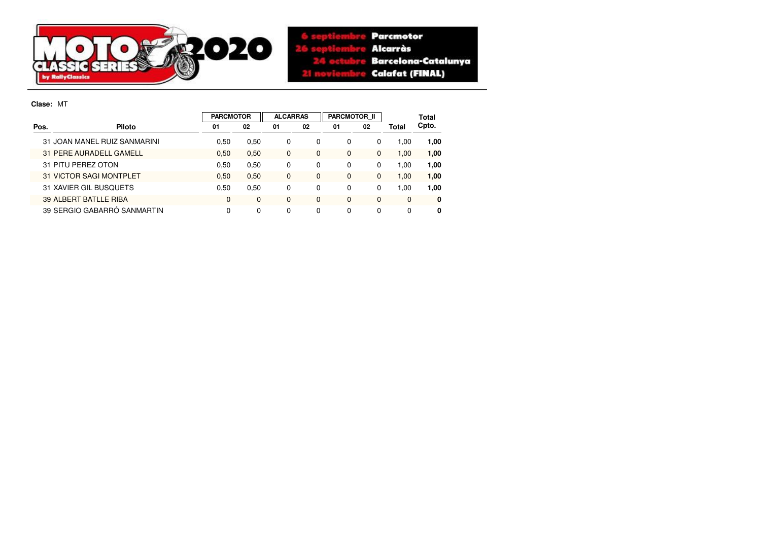6 septiembre Parcmotor
26 septiembre Alcarràs
24 octubre Barcelona-Catalunya
21 noviembre Calafat (FINAL)

**Clase:** MT

| Pos. | Piloto | PARCMOTOR | | ALCARRAS | | PARCMOTOR_II | | Total | Total Cpto. |
|---|---|---|---|---|---|---|---|---|---|
| | | 01 | 02 | 01 | 02 | 01 | 02 | | |
| 31 | JOAN MANEL RUIZ SANMARINI | 0,50 | 0,50 | 0 | 0 | 0 | 0 | 1,00 | **1,00** |
| 31 | PERE AURADELL GAMELL | 0,50 | 0,50 | 0 | 0 | 0 | 0 | 1,00 | **1,00** |
| 31 | PITU PEREZ OTON | 0,50 | 0,50 | 0 | 0 | 0 | 0 | 1,00 | **1,00** |
| 31 | VICTOR SAGI MONTPLET | 0,50 | 0,50 | 0 | 0 | 0 | 0 | 1,00 | **1,00** |
| 31 | XAVIER GIL BUSQUETS | 0,50 | 0,50 | 0 | 0 | 0 | 0 | 1,00 | **1,00** |
| 39 | ALBERT BATLLE RIBA | 0 | 0 | 0 | 0 | 0 | 0 | 0 | **0** |
| 39 | SERGIO GABARRÓ SANMARTIN | 0 | 0 | 0 | 0 | 0 | 0 | 0 | **0** |